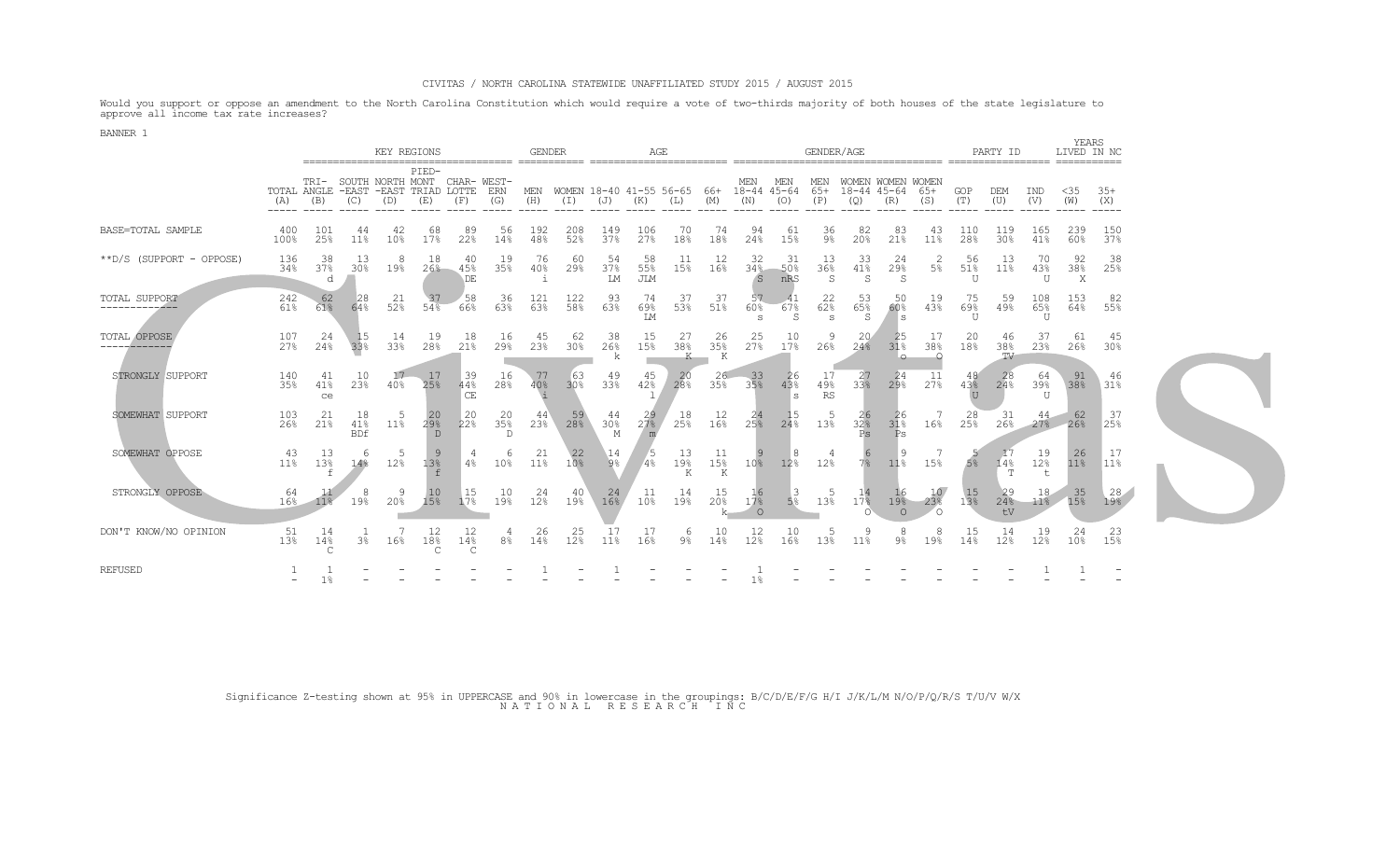CIVITAS / NORTH CAROLINA STATEWIDE UNAFFILIATED STUDY 2015 / AUGUST 2015

Would you support or oppose an amendment to the North Carolina Constitution which would require a vote of two-thirds majority of both houses of the state legislature to approve all income tax rate increases?

BANNER 1

| | | KEY REGIONS | | | | | | GENDER | | AGE | | | | GENDER/AGE | | | | | | PARTY ID | | | YEARS LIVED IN NC | |
|---|---|---|---|---|---|---|---|---|---|---|---|---|---|---|---|---|---|---|---|---|---|---|---|---|
| | TOTAL (A) | TRI-ANGLE (B) | SOUTH -EAST (C) | NORTH -EAST (D) | PIED-MONT TRIAD (E) | CHAR-LOTTE (F) | WEST-ERN (G) | MEN (H) | WOMEN (I) | 18-40 (J) | 41-55 (K) | 56-65 (L) | 66+ (M) | MEN 18-44 (N) | MEN 45-64 (O) | MEN 65+ (P) | WOMEN 18-44 (Q) | WOMEN 45-64 (R) | WOMEN 65+ (S) | GOP (T) | DEM (U) | IND (V) | <35 (W) | 35+ (X) |
| BASE=TOTAL SAMPLE | 400<br>100% | 101<br>25% | 44<br>11% | 42<br>10% | 68<br>17% | 89<br>22% | 56<br>14% | 192<br>48% | 208<br>52% | 149<br>37% | 106<br>27% | 70<br>18% | 74<br>18% | 94<br>24% | 61<br>15% | 36<br>9% | 82<br>20% | 83<br>21% | 43<br>11% | 110<br>28% | 119<br>30% | 165<br>41% | 239<br>60% | 150<br>37% |
| **D/S (SUPPORT - OPPOSE) | 136<br>34% | 38<br>37%<br>d | 13<br>30% | 8<br>19% | 18<br>26% | 40<br>45%<br>DE | 19<br>35% | 76<br>40%<br>i | 60<br>29% | 54<br>37%<br>LM | 58<br>55%<br>JLM | 11<br>15% | 12<br>16% | 32<br>34%<br>S | 31<br>50%<br>nRS | 13<br>36%<br>S | 33<br>41%<br>S | 24<br>29%<br>S | 2<br>5% | 56<br>51%<br>U | 13<br>11% | 70<br>43%<br>U | 92<br>38%<br>X | 38<br>25% |
| TOTAL SUPPORT | 242<br>61% | 62<br>61% | 28<br>64% | 21<br>52% | 37<br>54% | 58<br>66% | 36<br>63% | 121<br>63% | 122<br>58% | 93<br>63% | 74<br>69%<br>LM | 37<br>53% | 37<br>51% | 57<br>60%<br>s | 41<br>67%<br>S | 22<br>62%<br>s | 53<br>65%<br>S | 50<br>60%<br>s | 19<br>43% | 75<br>69%<br>U | 59<br>49% | 108<br>65%<br>U | 153<br>64% | 82<br>55% |
| TOTAL OPPOSE | 107<br>27% | 24<br>24% | 15<br>33% | 14<br>33% | 19<br>28% | 18<br>21% | 16<br>29% | 45<br>23% | 62<br>30% | 38<br>26%<br>k | 15<br>15% | 27<br>38%<br>K | 26<br>35%<br>K | 25<br>27% | 10<br>17% | 9<br>26% | 20<br>24% | 25<br>31%<br>o | 17<br>38%<br>O | 20<br>18% | 46<br>38%<br>TV | 37<br>23% | 61<br>26% | 45<br>30% |
| STRONGLY SUPPORT | 140<br>35% | 41<br>41%<br>ce | 10<br>23% | 17<br>40% | 17<br>25% | 39<br>44%<br>CE | 16<br>28% | 77<br>40%<br>i | 63<br>30% | 49<br>33% | 45<br>42%<br>l | 20<br>28% | 26<br>35% | 33<br>35% | 26<br>43%<br>s | 17<br>49%<br>RS | 27<br>33% | 24<br>29% | 11<br>27% | 48<br>43%<br>U | 28<br>24% | 64<br>39%<br>U | 91<br>38% | 46<br>31% |
| SOMEWHAT SUPPORT | 103<br>26% | 21<br>21% | 18<br>41%<br>BDf | 5<br>11% | 20<br>29%<br>D | 20<br>22% | 20<br>35%<br>D | 44<br>23% | 59<br>28% | 44<br>30%<br>M | 29<br>27%<br>m | 18<br>25% | 12<br>16% | 24<br>25% | 15<br>24% | 5<br>13% | 26<br>32%<br>Ps | 26<br>31%<br>Ps | 7<br>16% | 28<br>25% | 31<br>26% | 44<br>27% | 62<br>26% | 37<br>25% |
| SOMEWHAT OPPOSE | 43<br>11% | 13<br>13%<br>f | 6<br>14% | 5<br>12% | 9<br>13%<br>f | 4<br>4% | 6<br>10% | 21<br>11% | 22<br>10% | 14<br>9% | 5<br>4% | 13<br>19%<br>K | 11<br>15%<br>K | 9<br>10% | 8<br>12% | 4<br>12% | 6<br>7% | 9<br>11% | 7<br>15% | 5<br>5% | 17<br>14%<br>T | 19<br>12%<br>t | 26<br>11% | 17<br>11% |
| STRONGLY OPPOSE | 64<br>16% | 11<br>11% | 8<br>19% | 9<br>20% | 10<br>15% | 15<br>17% | 10<br>19% | 24<br>12% | 40<br>19% | 24<br>16% | 11<br>10% | 14<br>19% | 15<br>20%<br>k | 16<br>17%<br>O | 3<br>5% | 5<br>13% | 14<br>17%<br>O | 16<br>19%<br>O | 10<br>23%<br>O | 15<br>13% | 29<br>24%<br>tV | 18<br>11% | 35<br>15% | 28<br>19% |
| DON'T KNOW/NO OPINION | 51<br>13% | 14<br>14%<br>C | 1<br>3% | 7<br>16% | 12<br>18%<br>C | 12<br>14%<br>C | 4<br>8% | 26<br>14% | 25<br>12% | 17<br>11% | 17<br>16% | 6<br>9% | 10<br>14% | 12<br>12% | 10<br>16% | 5<br>13% | 9<br>11% | 8<br>9% | 8<br>19% | 15<br>14% | 14<br>12% | 19<br>12% | 24<br>10% | 23<br>15% |
| REFUSED | 1<br>- | 1<br>1% | - | - | - | - | - | 1<br>- | - | 1<br>- | - | - | - | 1<br>1% | - | - | - | - | - | - | - | 1<br>- | 1<br>- | - |

Significance Z-testing shown at 95% in UPPERCASE and 90% in lowercase in the groupings: B/C/D/E/F/G H/I J/K/L/M N/O/P/Q/R/S T/U/V W/X

N A T I O N A L   R E S E A R C H   I N C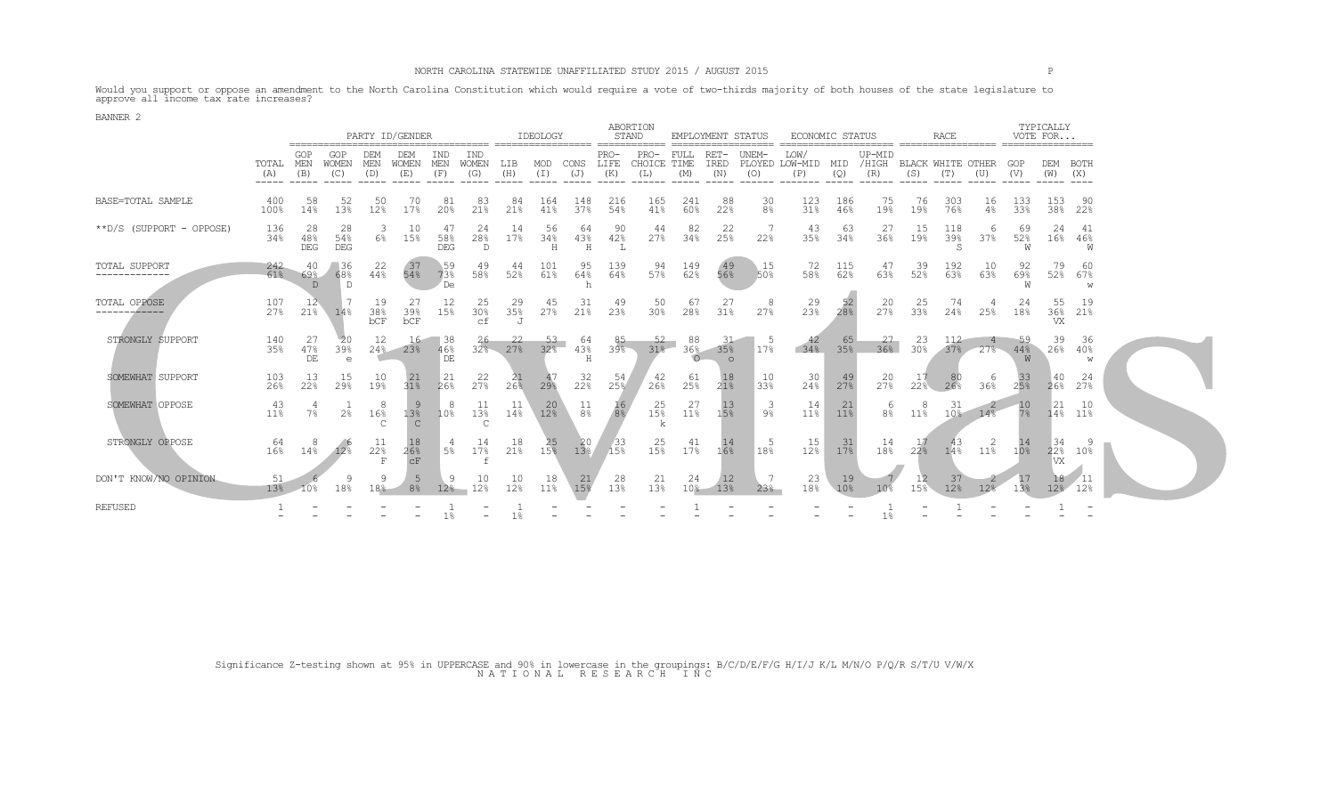Would you support or oppose an amendment to the North Carolina Constitution which would require a vote of two-thirds majority of both houses of the state legislature to approve all income tax rate increases?

BANNER 2

| | | PARTY ID/GENDER | | | | | | IDEOLOGY | | | ABORTION STAND | | EMPLOYMENT STATUS | | | ECONOMIC STATUS | | | RACE | | | TYPICALLY VOTE FOR... | | |
|---|---|---|---|---|---|---|---|---|---|---|---|---|---|---|---|---|---|---|---|---|---|---|---|---|
| | TOTAL (A) | GOP MEN (B) | GOP WOMEN (C) | DEM MEN (D) | DEM WOMEN (E) | IND MEN (F) | IND WOMEN (G) | LIB (H) | MOD (I) | CONS (J) | PRO-LIFE (K) | PRO-CHOICE (L) | FULL TIME (M) | RET-IRED (N) | UNEM-PLOYED (O) | LOW/ LOW-MID (P) | MID (Q) | UP-MID /HIGH (R) | BLACK (S) | WHITE (T) | OTHER (U) | GOP (V) | DEM (W) | BOTH (X) |
| BASE=TOTAL SAMPLE | 400 100% | 58 14% | 52 13% | 50 12% | 70 17% | 81 20% | 83 21% | 84 21% | 164 41% | 148 37% | 216 54% | 165 41% | 241 60% | 88 22% | 30 8% | 123 31% | 186 46% | 75 19% | 76 19% | 303 76% | 16 4% | 133 33% | 153 38% | 90 22% |
| **D/S (SUPPORT - OPPOSE) | 136 34% | 28 48% DEG | 28 54% DEG | 3 6% | 10 15% | 47 58% DEG | 24 28% D | 14 17% | 56 34% H | 64 43% H | 90 42% L | 44 27% | 82 34% | 22 25% | 7 22% | 43 35% | 63 34% | 27 36% | 15 19% | 118 39% S | 6 37% | 69 52% W | 24 16% | 41 46% W |
| TOTAL SUPPORT | 242 61% | 40 69% D | 36 68% D | 22 44% | 37 54% | 59 73% De | 49 58% | 44 52% | 101 61% | 95 64% h | 139 64% | 94 57% | 149 62% | 49 56% | 15 50% | 72 58% | 115 62% | 47 63% | 39 52% | 192 63% | 10 63% | 92 69% W | 79 52% | 60 67% w |
| TOTAL OPPOSE | 107 27% | 12 21% | 7 14% | 19 38% bCF | 27 39% bCF | 12 15% | 25 30% cf | 29 35% J | 45 27% | 31 21% | 49 23% | 50 30% | 67 28% | 27 31% | 8 27% | 29 23% | 52 28% | 20 27% | 25 33% | 74 24% | 4 25% | 24 18% | 55 36% VX | 19 21% |
| STRONGLY SUPPORT | 140 35% | 27 47% DE | 20 39% e | 12 24% | 16 23% | 38 46% DE | 26 32% | 22 27% | 53 32% | 64 43% H | 85 39% | 52 31% | 88 36% O | 31 35% o | 5 17% | 42 34% | 65 35% | 27 36% | 23 30% | 112 37% | 4 27% | 59 44% W | 39 26% | 36 40% w |
| SOMEWHAT SUPPORT | 103 26% | 13 22% | 15 29% | 10 19% | 21 31% | 21 26% | 22 27% | 21 26% | 47 29% | 32 22% | 54 25% | 42 26% | 61 25% | 18 21% | 10 33% | 30 24% | 49 27% | 20 27% | 17 22% | 80 26% | 6 36% | 33 25% | 40 26% | 24 27% |
| SOMEWHAT OPPOSE | 43 11% | 4 7% | 1 2% | 8 16% C | 9 13% C | 8 10% | 11 13% C | 11 14% | 20 12% | 11 8% | 16 8% | 25 15% k | 27 11% | 13 15% | 3 9% | 14 11% | 21 11% | 6 8% | 8 11% | 31 10% | 2 14% | 10 7% | 21 14% | 10 11% |
| STRONGLY OPPOSE | 64 16% | 8 14% | 6 12% | 11 22% F | 18 26% cF | 4 5% | 14 17% f | 18 21% | 25 15% | 20 13% | 33 15% | 25 15% | 41 17% | 14 16% | 5 18% | 15 12% | 31 17% | 14 18% | 17 22% | 43 14% | 2 11% | 14 10% | 34 22% VX | 9 10% |
| DON'T KNOW/NO OPINION | 51 13% | 6 10% | 9 18% | 9 18% | 5 8% | 9 12% | 10 12% | 10 12% | 18 11% | 21 15% | 28 13% | 21 13% | 24 10% | 12 13% | 7 23% | 23 18% | 19 10% | 7 10% | 12 15% | 37 12% | 2 12% | 17 13% | 18 12% | 11 12% |
| REFUSED | 1 - | - - | - - | - - | - - | 1 1% | - - | 1 1% | - - | - - | - - | - - | 1 - | - - | - - | - - | - - | 1 1% | - - | 1 - | - - | - - | 1 - | - - |

Significance Z-testing shown at 95% in UPPERCASE and 90% in lowercase in the groupings: B/C/D/E/F/G H/I/J K/L M/N/O P/Q/R S/T/U V/W/X